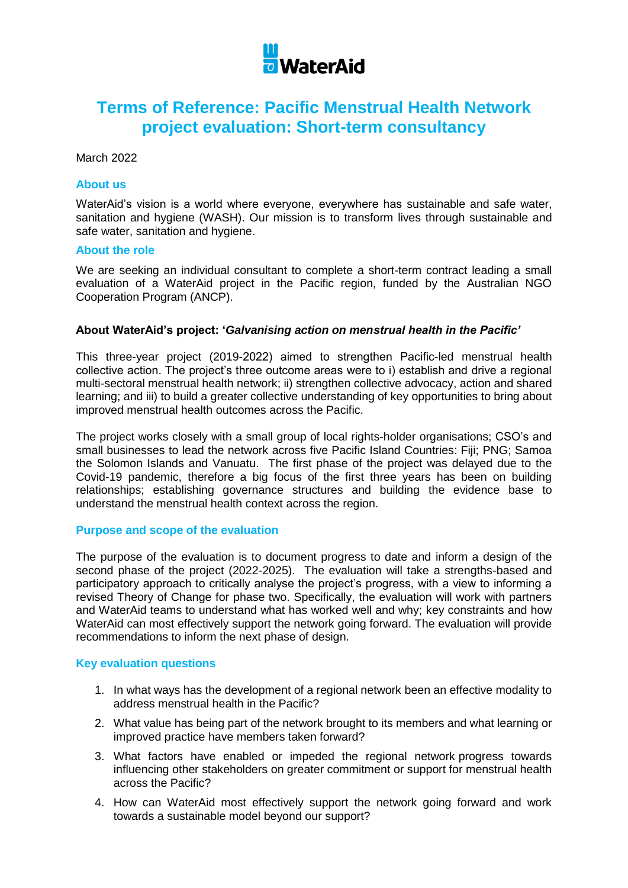WaterAid

# Terms of Reference: Pacific Menstrual Health Network project evaluation: Short-term consultancy

March 2022

## About us

WaterAid's vision is a world where everyone, everywhere has sustainable and safe water, sanitation and hygiene (WASH). Our mission is to transform lives through sustainable and safe water, sanitation and hygiene.

## About the role

We are seeking an individual consultant to complete a short-term contract leading a small evaluation of a WaterAid project in the Pacific region, funded by the Australian NGO Cooperation Program (ANCP).

**About WaterAid's project: '*Galvanising action on menstrual health in the Pacific'***

This three-year project (2019-2022) aimed to strengthen Pacific-led menstrual health collective action. The project's three outcome areas were to i) establish and drive a regional multi-sectoral menstrual health network; ii) strengthen collective advocacy, action and shared learning; and iii) to build a greater collective understanding of key opportunities to bring about improved menstrual health outcomes across the Pacific.

The project works closely with a small group of local rights-holder organisations; CSO's and small businesses to lead the network across five Pacific Island Countries: Fiji; PNG; Samoa the Solomon Islands and Vanuatu. The first phase of the project was delayed due to the Covid-19 pandemic, therefore a big focus of the first three years has been on building relationships; establishing governance structures and building the evidence base to understand the menstrual health context across the region.

## Purpose and scope of the evaluation

The purpose of the evaluation is to document progress to date and inform a design of the second phase of the project (2022-2025). The evaluation will take a strengths-based and participatory approach to critically analyse the project's progress, with a view to informing a revised Theory of Change for phase two. Specifically, the evaluation will work with partners and WaterAid teams to understand what has worked well and why; key constraints and how WaterAid can most effectively support the network going forward. The evaluation will provide recommendations to inform the next phase of design.

## Key evaluation questions

1. In what ways has the development of a regional network been an effective modality to address menstrual health in the Pacific?
2. What value has being part of the network brought to its members and what learning or improved practice have members taken forward?
3. What factors have enabled or impeded the regional network progress towards influencing other stakeholders on greater commitment or support for menstrual health across the Pacific?
4. How can WaterAid most effectively support the network going forward and work towards a sustainable model beyond our support?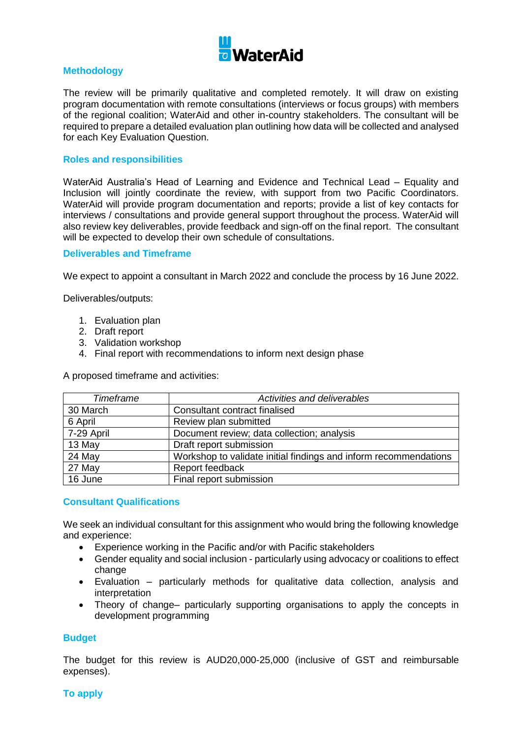## Methodology

The review will be primarily qualitative and completed remotely. It will draw on existing program documentation with remote consultations (interviews or focus groups) with members of the regional coalition; WaterAid and other in-country stakeholders. The consultant will be required to prepare a detailed evaluation plan outlining how data will be collected and analysed for each Key Evaluation Question.

## Roles and responsibilities

WaterAid Australia's Head of Learning and Evidence and Technical Lead – Equality and Inclusion will jointly coordinate the review, with support from two Pacific Coordinators. WaterAid will provide program documentation and reports; provide a list of key contacts for interviews / consultations and provide general support throughout the process. WaterAid will also review key deliverables, provide feedback and sign-off on the final report. The consultant will be expected to develop their own schedule of consultations.

## Deliverables and Timeframe

We expect to appoint a consultant in March 2022 and conclude the process by 16 June 2022.

Deliverables/outputs:

1. Evaluation plan
2. Draft report
3. Validation workshop
4. Final report with recommendations to inform next design phase

A proposed timeframe and activities:

| *Timeframe* | *Activities and deliverables* |
|---|---|
| 30 March | Consultant contract finalised |
| 6 April | Review plan submitted |
| 7-29 April | Document review; data collection; analysis |
| 13 May | Draft report submission |
| 24 May | Workshop to validate initial findings and inform recommendations |
| 27 May | Report feedback |
| 16 June | Final report submission |

## Consultant Qualifications

We seek an individual consultant for this assignment who would bring the following knowledge and experience:

- Experience working in the Pacific and/or with Pacific stakeholders
- Gender equality and social inclusion - particularly using advocacy or coalitions to effect change
- Evaluation – particularly methods for qualitative data collection, analysis and interpretation
- Theory of change– particularly supporting organisations to apply the concepts in development programming

## Budget

The budget for this review is AUD20,000-25,000 (inclusive of GST and reimbursable expenses).

## To apply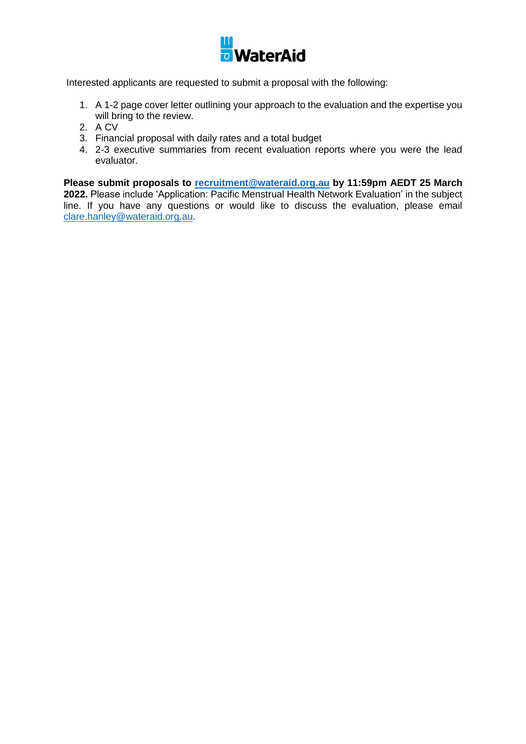Interested applicants are requested to submit a proposal with the following:

1. A 1-2 page cover letter outlining your approach to the evaluation and the expertise you will bring to the review.
2. A CV
3. Financial proposal with daily rates and a total budget
4. 2-3 executive summaries from recent evaluation reports where you were the lead evaluator.

**Please submit proposals to [recruitment@wateraid.org.au](mailto:recruitment@wateraid.org.au) by 11:59pm AEDT 25 March 2022.** Please include 'Application: Pacific Menstrual Health Network Evaluation' in the subject line. If you have any questions or would like to discuss the evaluation, please email [clare.hanley@wateraid.org.au](mailto:clare.hanley@wateraid.org.au).